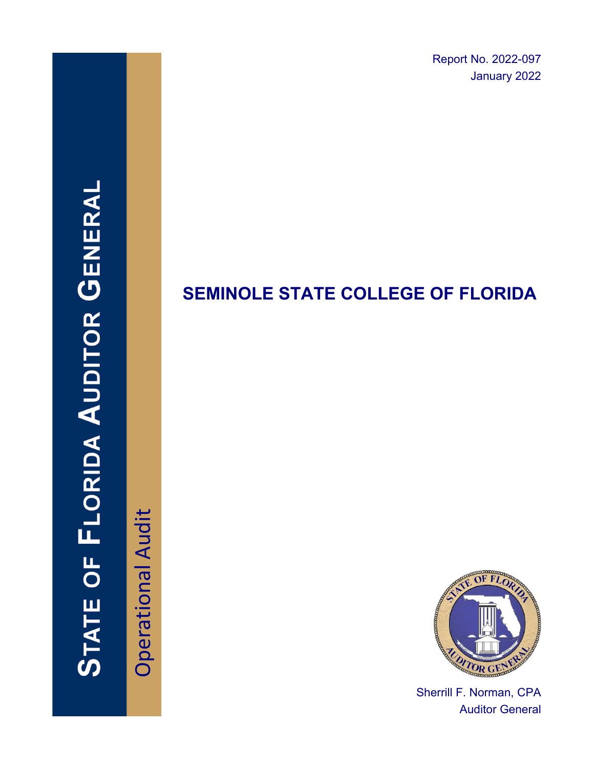Report No. 2022-097
January 2022

**STATE OF FLORIDA AUDITOR GENERAL**

Operational Audit

# SEMINOLE STATE COLLEGE OF FLORIDA

Sherrill F. Norman, CPA
Auditor General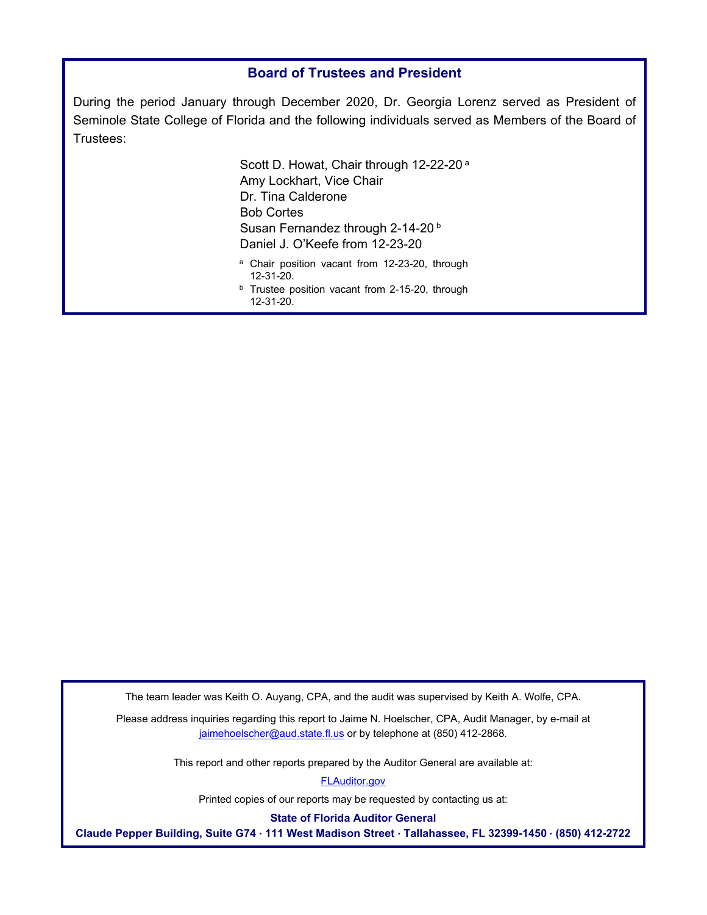## Board of Trustees and President

During the period January through December 2020, Dr. Georgia Lorenz served as President of Seminole State College of Florida and the following individuals served as Members of the Board of Trustees:

Scott D. Howat, Chair through 12-22-20 [a]
Amy Lockhart, Vice Chair
Dr. Tina Calderone
Bob Cortes
Susan Fernandez through 2-14-20 [b]
Daniel J. O'Keefe from 12-23-20

[a] Chair position vacant from 12-23-20, through 12-31-20.
[b] Trustee position vacant from 2-15-20, through 12-31-20.

The team leader was Keith O. Auyang, CPA, and the audit was supervised by Keith A. Wolfe, CPA.

Please address inquiries regarding this report to Jaime N. Hoelscher, CPA, Audit Manager, by e-mail at jaimehoelscher@aud.state.fl.us or by telephone at (850) 412-2868.

This report and other reports prepared by the Auditor General are available at:

FLAuditor.gov

Printed copies of our reports may be requested by contacting us at:

**State of Florida Auditor General**
**Claude Pepper Building, Suite G74 · 111 West Madison Street · Tallahassee, FL 32399-1450 · (850) 412-2722**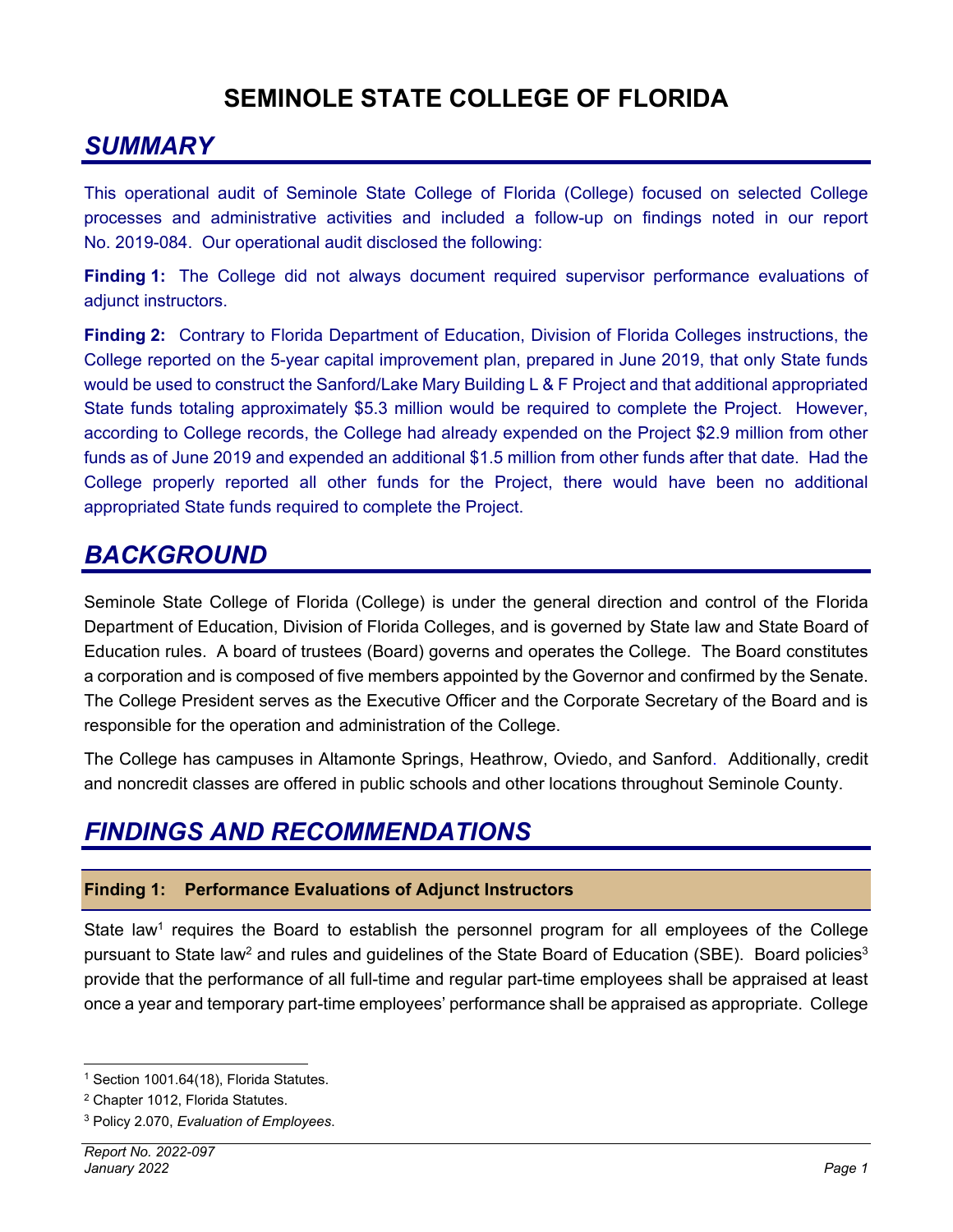# SEMINOLE STATE COLLEGE OF FLORIDA

## *SUMMARY*

This operational audit of Seminole State College of Florida (College) focused on selected College processes and administrative activities and included a follow-up on findings noted in our report No. 2019-084. Our operational audit disclosed the following:

**Finding 1:** The College did not always document required supervisor performance evaluations of adjunct instructors.

**Finding 2:** Contrary to Florida Department of Education, Division of Florida Colleges instructions, the College reported on the 5-year capital improvement plan, prepared in June 2019, that only State funds would be used to construct the Sanford/Lake Mary Building L & F Project and that additional appropriated State funds totaling approximately $5.3 million would be required to complete the Project. However, according to College records, the College had already expended on the Project $2.9 million from other funds as of June 2019 and expended an additional $1.5 million from other funds after that date. Had the College properly reported all other funds for the Project, there would have been no additional appropriated State funds required to complete the Project.

## *BACKGROUND*

Seminole State College of Florida (College) is under the general direction and control of the Florida Department of Education, Division of Florida Colleges, and is governed by State law and State Board of Education rules. A board of trustees (Board) governs and operates the College. The Board constitutes a corporation and is composed of five members appointed by the Governor and confirmed by the Senate. The College President serves as the Executive Officer and the Corporate Secretary of the Board and is responsible for the operation and administration of the College.

The College has campuses in Altamonte Springs, Heathrow, Oviedo, and Sanford. Additionally, credit and noncredit classes are offered in public schools and other locations throughout Seminole County.

## *FINDINGS AND RECOMMENDATIONS*

### Finding 1: Performance Evaluations of Adjunct Instructors

State law[1] requires the Board to establish the personnel program for all employees of the College pursuant to State law[2] and rules and guidelines of the State Board of Education (SBE). Board policies[3] provide that the performance of all full-time and regular part-time employees shall be appraised at least once a year and temporary part-time employees' performance shall be appraised as appropriate. College

[1] Section 1001.64(18), Florida Statutes.

[2] Chapter 1012, Florida Statutes.

[3] Policy 2.070, *Evaluation of Employees*.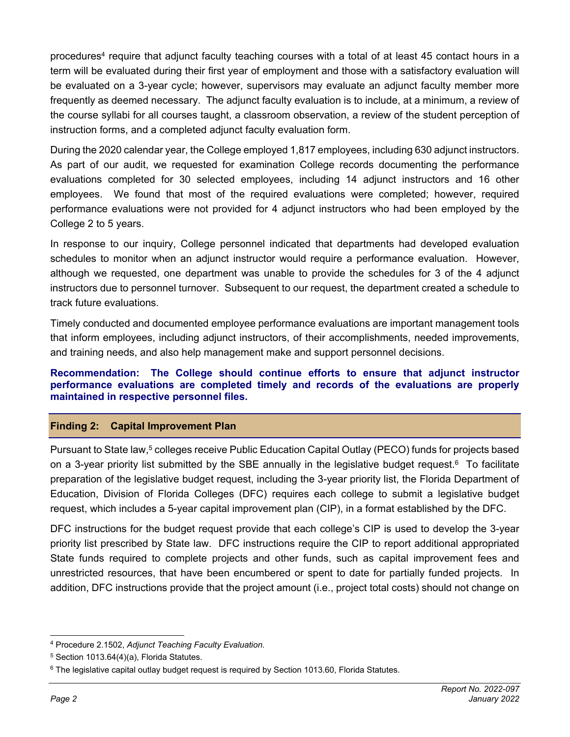procedures[4] require that adjunct faculty teaching courses with a total of at least 45 contact hours in a term will be evaluated during their first year of employment and those with a satisfactory evaluation will be evaluated on a 3-year cycle; however, supervisors may evaluate an adjunct faculty member more frequently as deemed necessary. The adjunct faculty evaluation is to include, at a minimum, a review of the course syllabi for all courses taught, a classroom observation, a review of the student perception of instruction forms, and a completed adjunct faculty evaluation form.

During the 2020 calendar year, the College employed 1,817 employees, including 630 adjunct instructors. As part of our audit, we requested for examination College records documenting the performance evaluations completed for 30 selected employees, including 14 adjunct instructors and 16 other employees. We found that most of the required evaluations were completed; however, required performance evaluations were not provided for 4 adjunct instructors who had been employed by the College 2 to 5 years.

In response to our inquiry, College personnel indicated that departments had developed evaluation schedules to monitor when an adjunct instructor would require a performance evaluation. However, although we requested, one department was unable to provide the schedules for 3 of the 4 adjunct instructors due to personnel turnover. Subsequent to our request, the department created a schedule to track future evaluations.

Timely conducted and documented employee performance evaluations are important management tools that inform employees, including adjunct instructors, of their accomplishments, needed improvements, and training needs, and also help management make and support personnel decisions.

**Recommendation: The College should continue efforts to ensure that adjunct instructor performance evaluations are completed timely and records of the evaluations are properly maintained in respective personnel files.**

## Finding 2: Capital Improvement Plan

Pursuant to State law,[5] colleges receive Public Education Capital Outlay (PECO) funds for projects based on a 3-year priority list submitted by the SBE annually in the legislative budget request.[6] To facilitate preparation of the legislative budget request, including the 3-year priority list, the Florida Department of Education, Division of Florida Colleges (DFC) requires each college to submit a legislative budget request, which includes a 5-year capital improvement plan (CIP), in a format established by the DFC.

DFC instructions for the budget request provide that each college's CIP is used to develop the 3-year priority list prescribed by State law. DFC instructions require the CIP to report additional appropriated State funds required to complete projects and other funds, such as capital improvement fees and unrestricted resources, that have been encumbered or spent to date for partially funded projects. In addition, DFC instructions provide that the project amount (i.e., project total costs) should not change on

---

[4] Procedure 2.1502, *Adjunct Teaching Faculty Evaluation.*

[5] Section 1013.64(4)(a), Florida Statutes.

[6] The legislative capital outlay budget request is required by Section 1013.60, Florida Statutes.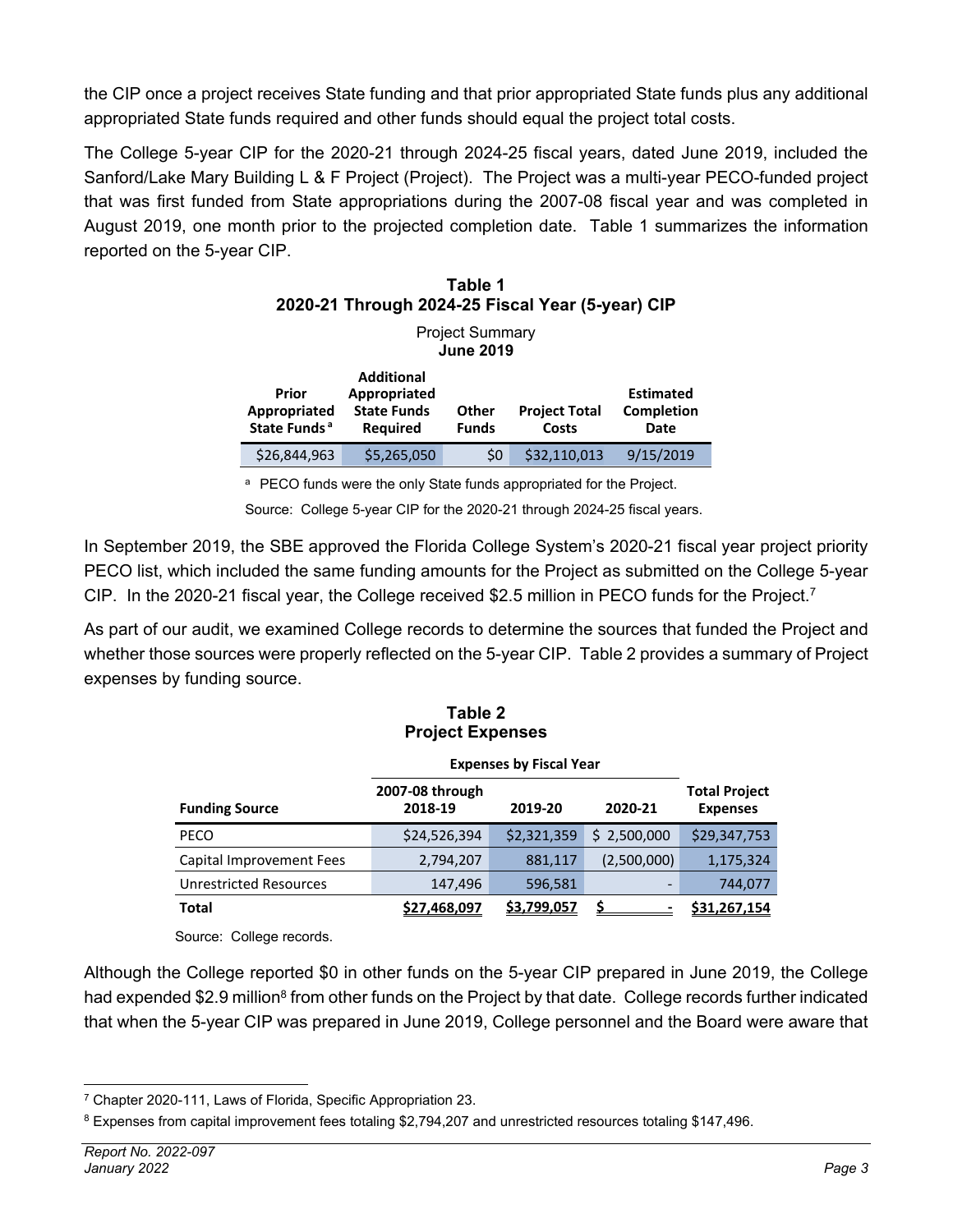the CIP once a project receives State funding and that prior appropriated State funds plus any additional appropriated State funds required and other funds should equal the project total costs.

The College 5-year CIP for the 2020-21 through 2024-25 fiscal years, dated June 2019, included the Sanford/Lake Mary Building L & F Project (Project). The Project was a multi-year PECO-funded project that was first funded from State appropriations during the 2007-08 fiscal year and was completed in August 2019, one month prior to the projected completion date. Table 1 summarizes the information reported on the 5-year CIP.

**Table 1**
**2020-21 Through 2024-25 Fiscal Year (5-year) CIP**

Project Summary
**June 2019**

| Prior Appropriated State Funds [a] | Additional Appropriated State Funds Required | Other Funds | Project Total Costs | Estimated Completion Date |
|---|---|---|---|---|
| $26,844,963 | $5,265,050 | $0 | $32,110,013 | 9/15/2019 |

[a] PECO funds were the only State funds appropriated for the Project.

Source: College 5-year CIP for the 2020-21 through 2024-25 fiscal years.

In September 2019, the SBE approved the Florida College System's 2020-21 fiscal year project priority PECO list, which included the same funding amounts for the Project as submitted on the College 5-year CIP. In the 2020-21 fiscal year, the College received $2.5 million in PECO funds for the Project.[7]

As part of our audit, we examined College records to determine the sources that funded the Project and whether those sources were properly reflected on the 5-year CIP. Table 2 provides a summary of Project expenses by funding source.

**Table 2**
**Project Expenses**

| | Expenses by Fiscal Year | | | |
|---|---|---|---|---|
| **Funding Source** | **2007-08 through 2018-19** | **2019-20** | **2020-21** | **Total Project Expenses** |
| PECO | $24,526,394 | $2,321,359 | $ 2,500,000 | $29,347,753 |
| Capital Improvement Fees | 2,794,207 | 881,117 | (2,500,000) | 1,175,324 |
| Unrestricted Resources | 147,496 | 596,581 | - | 744,077 |
| **Total** | **$27,468,097** | **$3,799,057** | **$ -** | **$31,267,154** |

Source: College records.

Although the College reported $0 in other funds on the 5-year CIP prepared in June 2019, the College had expended $2.9 million[8] from other funds on the Project by that date. College records further indicated that when the 5-year CIP was prepared in June 2019, College personnel and the Board were aware that

[7] Chapter 2020-111, Laws of Florida, Specific Appropriation 23.

[8] Expenses from capital improvement fees totaling $2,794,207 and unrestricted resources totaling $147,496.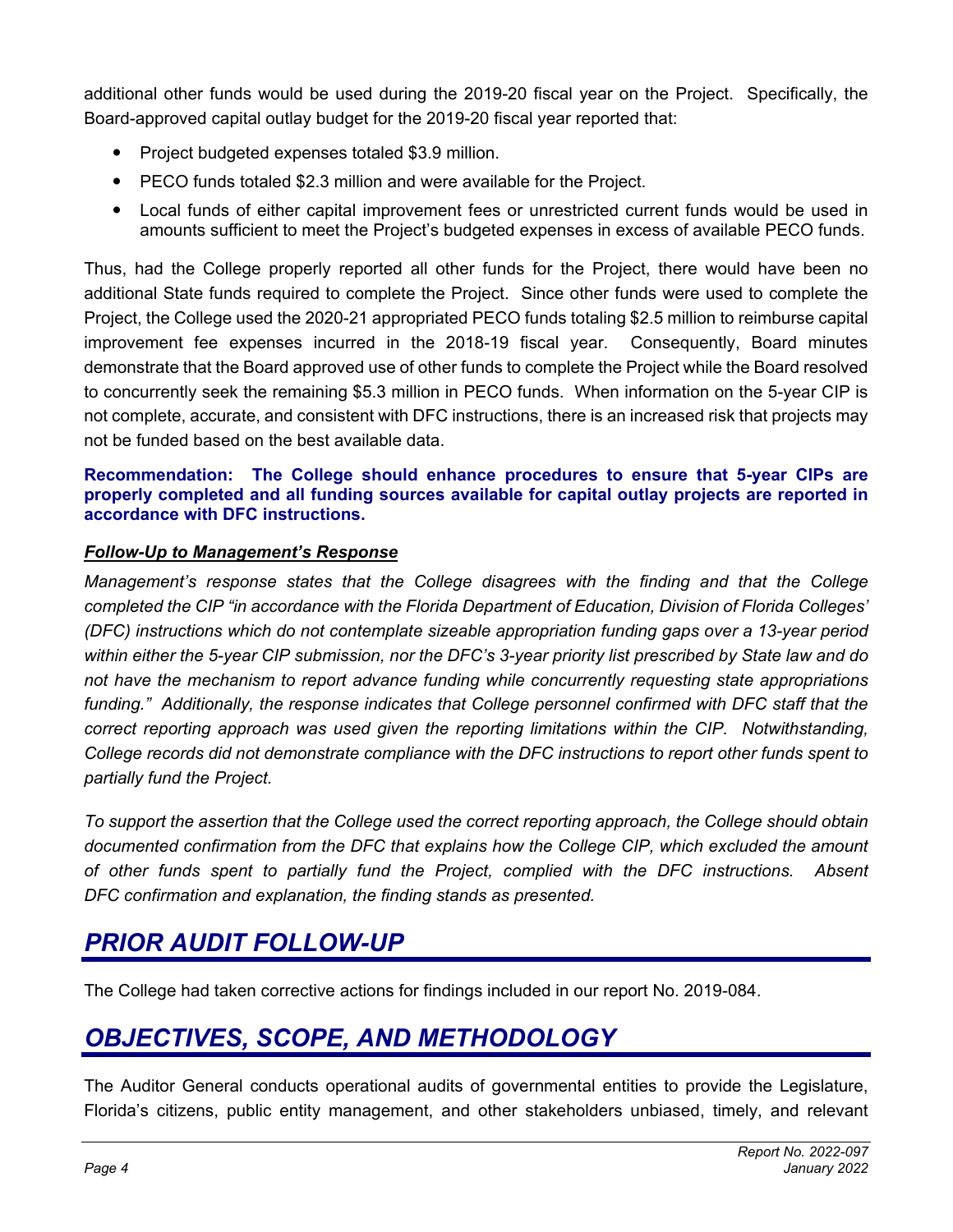additional other funds would be used during the 2019-20 fiscal year on the Project. Specifically, the Board-approved capital outlay budget for the 2019-20 fiscal year reported that:

- Project budgeted expenses totaled $3.9 million.
- PECO funds totaled $2.3 million and were available for the Project.
- Local funds of either capital improvement fees or unrestricted current funds would be used in amounts sufficient to meet the Project's budgeted expenses in excess of available PECO funds.

Thus, had the College properly reported all other funds for the Project, there would have been no additional State funds required to complete the Project. Since other funds were used to complete the Project, the College used the 2020-21 appropriated PECO funds totaling $2.5 million to reimburse capital improvement fee expenses incurred in the 2018-19 fiscal year. Consequently, Board minutes demonstrate that the Board approved use of other funds to complete the Project while the Board resolved to concurrently seek the remaining $5.3 million in PECO funds. When information on the 5-year CIP is not complete, accurate, and consistent with DFC instructions, there is an increased risk that projects may not be funded based on the best available data.

**Recommendation: The College should enhance procedures to ensure that 5-year CIPs are properly completed and all funding sources available for capital outlay projects are reported in accordance with DFC instructions.**

***Follow-Up to Management's Response***

*Management's response states that the College disagrees with the finding and that the College completed the CIP "in accordance with the Florida Department of Education, Division of Florida Colleges' (DFC) instructions which do not contemplate sizeable appropriation funding gaps over a 13-year period within either the 5-year CIP submission, nor the DFC's 3-year priority list prescribed by State law and do not have the mechanism to report advance funding while concurrently requesting state appropriations funding." Additionally, the response indicates that College personnel confirmed with DFC staff that the correct reporting approach was used given the reporting limitations within the CIP. Notwithstanding, College records did not demonstrate compliance with the DFC instructions to report other funds spent to partially fund the Project.*

*To support the assertion that the College used the correct reporting approach, the College should obtain documented confirmation from the DFC that explains how the College CIP, which excluded the amount of other funds spent to partially fund the Project, complied with the DFC instructions. Absent DFC confirmation and explanation, the finding stands as presented.*

# PRIOR AUDIT FOLLOW-UP

The College had taken corrective actions for findings included in our report No. 2019-084.

# OBJECTIVES, SCOPE, AND METHODOLOGY

The Auditor General conducts operational audits of governmental entities to provide the Legislature, Florida's citizens, public entity management, and other stakeholders unbiased, timely, and relevant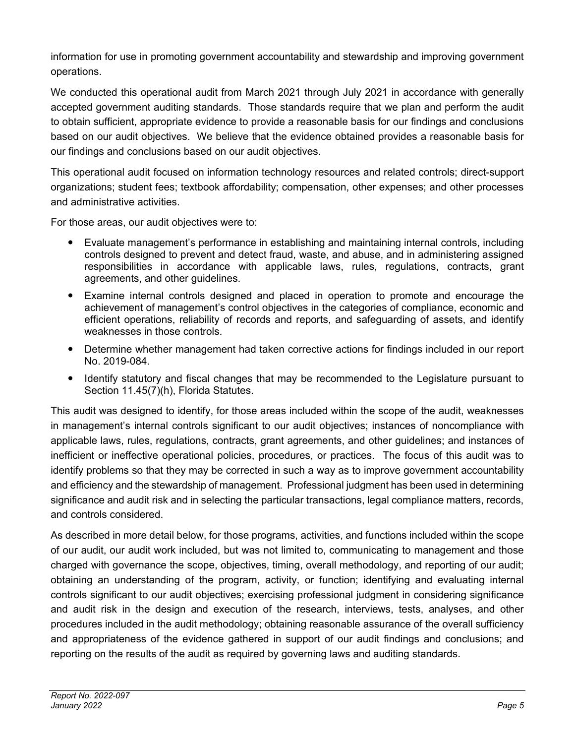information for use in promoting government accountability and stewardship and improving government operations.

We conducted this operational audit from March 2021 through July 2021 in accordance with generally accepted government auditing standards. Those standards require that we plan and perform the audit to obtain sufficient, appropriate evidence to provide a reasonable basis for our findings and conclusions based on our audit objectives. We believe that the evidence obtained provides a reasonable basis for our findings and conclusions based on our audit objectives.

This operational audit focused on information technology resources and related controls; direct-support organizations; student fees; textbook affordability; compensation, other expenses; and other processes and administrative activities.

For those areas, our audit objectives were to:

- Evaluate management's performance in establishing and maintaining internal controls, including controls designed to prevent and detect fraud, waste, and abuse, and in administering assigned responsibilities in accordance with applicable laws, rules, regulations, contracts, grant agreements, and other guidelines.
- Examine internal controls designed and placed in operation to promote and encourage the achievement of management's control objectives in the categories of compliance, economic and efficient operations, reliability of records and reports, and safeguarding of assets, and identify weaknesses in those controls.
- Determine whether management had taken corrective actions for findings included in our report No. 2019-084.
- Identify statutory and fiscal changes that may be recommended to the Legislature pursuant to Section 11.45(7)(h), Florida Statutes.

This audit was designed to identify, for those areas included within the scope of the audit, weaknesses in management's internal controls significant to our audit objectives; instances of noncompliance with applicable laws, rules, regulations, contracts, grant agreements, and other guidelines; and instances of inefficient or ineffective operational policies, procedures, or practices. The focus of this audit was to identify problems so that they may be corrected in such a way as to improve government accountability and efficiency and the stewardship of management. Professional judgment has been used in determining significance and audit risk and in selecting the particular transactions, legal compliance matters, records, and controls considered.

As described in more detail below, for those programs, activities, and functions included within the scope of our audit, our audit work included, but was not limited to, communicating to management and those charged with governance the scope, objectives, timing, overall methodology, and reporting of our audit; obtaining an understanding of the program, activity, or function; identifying and evaluating internal controls significant to our audit objectives; exercising professional judgment in considering significance and audit risk in the design and execution of the research, interviews, tests, analyses, and other procedures included in the audit methodology; obtaining reasonable assurance of the overall sufficiency and appropriateness of the evidence gathered in support of our audit findings and conclusions; and reporting on the results of the audit as required by governing laws and auditing standards.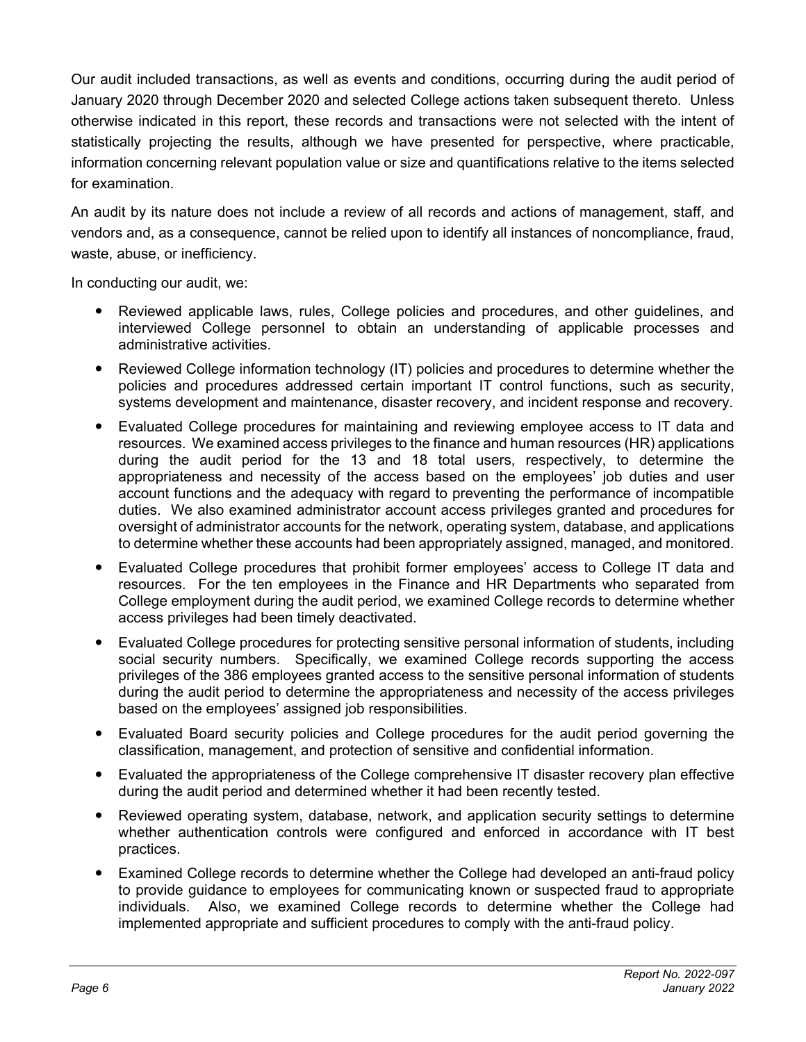Our audit included transactions, as well as events and conditions, occurring during the audit period of January 2020 through December 2020 and selected College actions taken subsequent thereto. Unless otherwise indicated in this report, these records and transactions were not selected with the intent of statistically projecting the results, although we have presented for perspective, where practicable, information concerning relevant population value or size and quantifications relative to the items selected for examination.

An audit by its nature does not include a review of all records and actions of management, staff, and vendors and, as a consequence, cannot be relied upon to identify all instances of noncompliance, fraud, waste, abuse, or inefficiency.

In conducting our audit, we:

- Reviewed applicable laws, rules, College policies and procedures, and other guidelines, and interviewed College personnel to obtain an understanding of applicable processes and administrative activities.
- Reviewed College information technology (IT) policies and procedures to determine whether the policies and procedures addressed certain important IT control functions, such as security, systems development and maintenance, disaster recovery, and incident response and recovery.
- Evaluated College procedures for maintaining and reviewing employee access to IT data and resources. We examined access privileges to the finance and human resources (HR) applications during the audit period for the 13 and 18 total users, respectively, to determine the appropriateness and necessity of the access based on the employees' job duties and user account functions and the adequacy with regard to preventing the performance of incompatible duties. We also examined administrator account access privileges granted and procedures for oversight of administrator accounts for the network, operating system, database, and applications to determine whether these accounts had been appropriately assigned, managed, and monitored.
- Evaluated College procedures that prohibit former employees' access to College IT data and resources. For the ten employees in the Finance and HR Departments who separated from College employment during the audit period, we examined College records to determine whether access privileges had been timely deactivated.
- Evaluated College procedures for protecting sensitive personal information of students, including social security numbers. Specifically, we examined College records supporting the access privileges of the 386 employees granted access to the sensitive personal information of students during the audit period to determine the appropriateness and necessity of the access privileges based on the employees' assigned job responsibilities.
- Evaluated Board security policies and College procedures for the audit period governing the classification, management, and protection of sensitive and confidential information.
- Evaluated the appropriateness of the College comprehensive IT disaster recovery plan effective during the audit period and determined whether it had been recently tested.
- Reviewed operating system, database, network, and application security settings to determine whether authentication controls were configured and enforced in accordance with IT best practices.
- Examined College records to determine whether the College had developed an anti-fraud policy to provide guidance to employees for communicating known or suspected fraud to appropriate individuals. Also, we examined College records to determine whether the College had implemented appropriate and sufficient procedures to comply with the anti-fraud policy.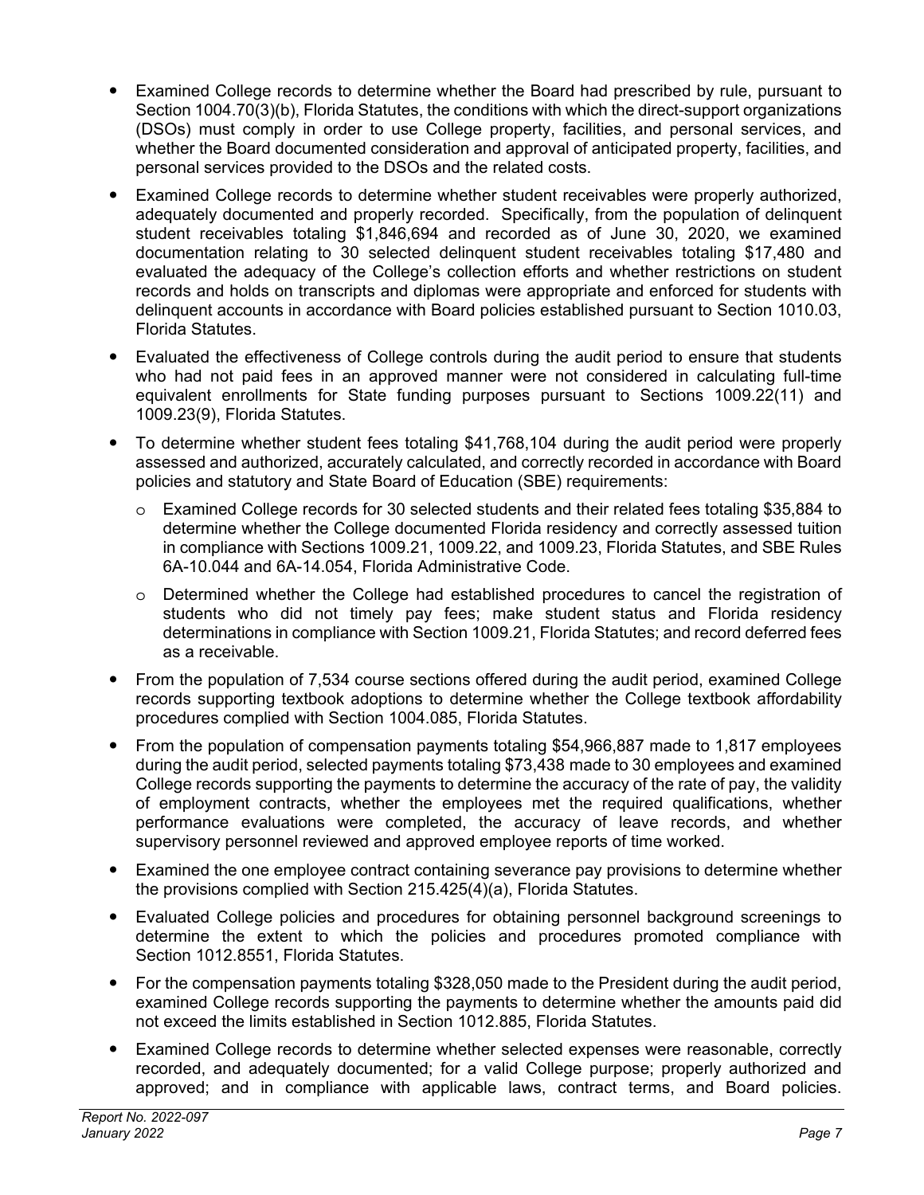- Examined College records to determine whether the Board had prescribed by rule, pursuant to Section 1004.70(3)(b), Florida Statutes, the conditions with which the direct-support organizations (DSOs) must comply in order to use College property, facilities, and personal services, and whether the Board documented consideration and approval of anticipated property, facilities, and personal services provided to the DSOs and the related costs.
- Examined College records to determine whether student receivables were properly authorized, adequately documented and properly recorded. Specifically, from the population of delinquent student receivables totaling $1,846,694 and recorded as of June 30, 2020, we examined documentation relating to 30 selected delinquent student receivables totaling $17,480 and evaluated the adequacy of the College's collection efforts and whether restrictions on student records and holds on transcripts and diplomas were appropriate and enforced for students with delinquent accounts in accordance with Board policies established pursuant to Section 1010.03, Florida Statutes.
- Evaluated the effectiveness of College controls during the audit period to ensure that students who had not paid fees in an approved manner were not considered in calculating full-time equivalent enrollments for State funding purposes pursuant to Sections 1009.22(11) and 1009.23(9), Florida Statutes.
- To determine whether student fees totaling $41,768,104 during the audit period were properly assessed and authorized, accurately calculated, and correctly recorded in accordance with Board policies and statutory and State Board of Education (SBE) requirements:
  - Examined College records for 30 selected students and their related fees totaling $35,884 to determine whether the College documented Florida residency and correctly assessed tuition in compliance with Sections 1009.21, 1009.22, and 1009.23, Florida Statutes, and SBE Rules 6A-10.044 and 6A-14.054, Florida Administrative Code.
  - Determined whether the College had established procedures to cancel the registration of students who did not timely pay fees; make student status and Florida residency determinations in compliance with Section 1009.21, Florida Statutes; and record deferred fees as a receivable.
- From the population of 7,534 course sections offered during the audit period, examined College records supporting textbook adoptions to determine whether the College textbook affordability procedures complied with Section 1004.085, Florida Statutes.
- From the population of compensation payments totaling $54,966,887 made to 1,817 employees during the audit period, selected payments totaling $73,438 made to 30 employees and examined College records supporting the payments to determine the accuracy of the rate of pay, the validity of employment contracts, whether the employees met the required qualifications, whether performance evaluations were completed, the accuracy of leave records, and whether supervisory personnel reviewed and approved employee reports of time worked.
- Examined the one employee contract containing severance pay provisions to determine whether the provisions complied with Section 215.425(4)(a), Florida Statutes.
- Evaluated College policies and procedures for obtaining personnel background screenings to determine the extent to which the policies and procedures promoted compliance with Section 1012.8551, Florida Statutes.
- For the compensation payments totaling $328,050 made to the President during the audit period, examined College records supporting the payments to determine whether the amounts paid did not exceed the limits established in Section 1012.885, Florida Statutes.
- Examined College records to determine whether selected expenses were reasonable, correctly recorded, and adequately documented; for a valid College purpose; properly authorized and approved; and in compliance with applicable laws, contract terms, and Board policies.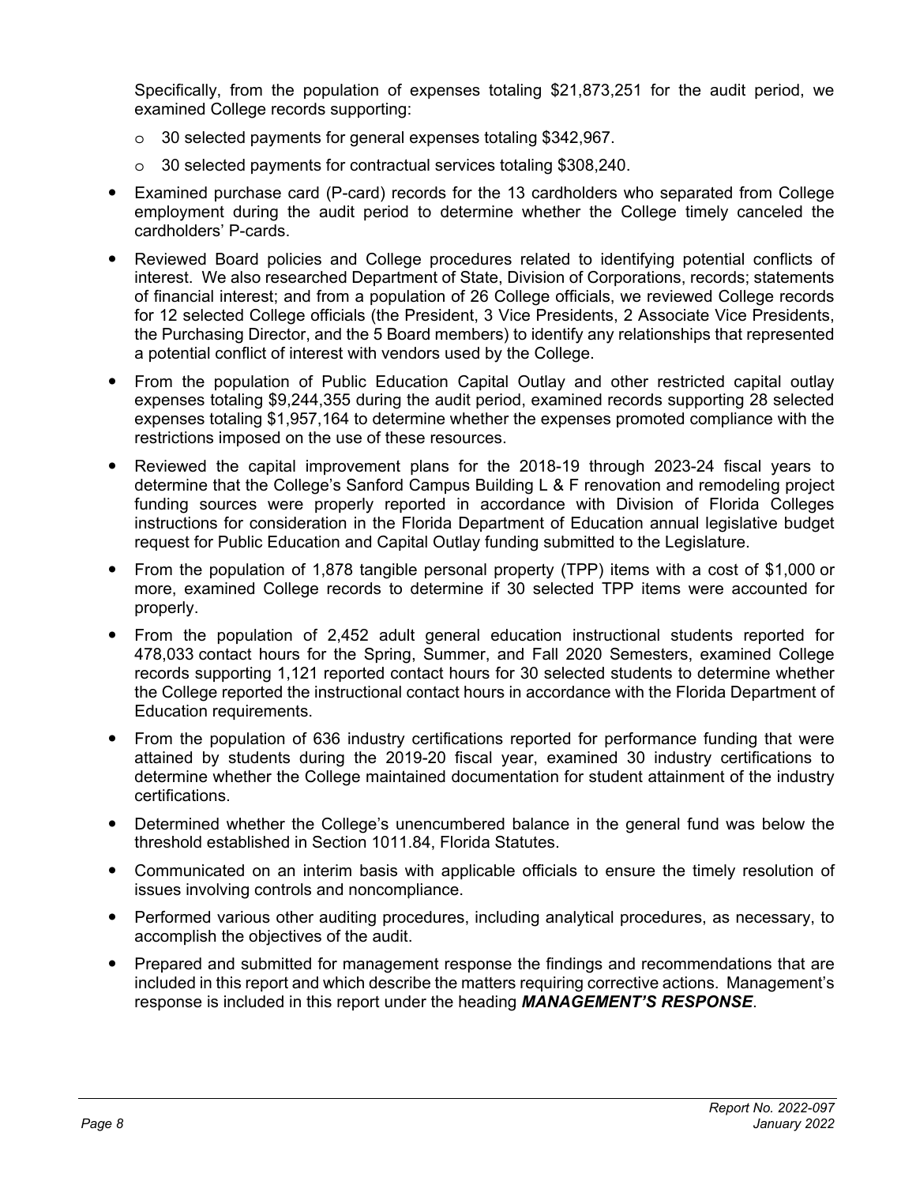Specifically, from the population of expenses totaling $21,873,251 for the audit period, we examined College records supporting:

- o 30 selected payments for general expenses totaling $342,967.
- o 30 selected payments for contractual services totaling $308,240.

- Examined purchase card (P-card) records for the 13 cardholders who separated from College employment during the audit period to determine whether the College timely canceled the cardholders' P-cards.
- Reviewed Board policies and College procedures related to identifying potential conflicts of interest. We also researched Department of State, Division of Corporations, records; statements of financial interest; and from a population of 26 College officials, we reviewed College records for 12 selected College officials (the President, 3 Vice Presidents, 2 Associate Vice Presidents, the Purchasing Director, and the 5 Board members) to identify any relationships that represented a potential conflict of interest with vendors used by the College.
- From the population of Public Education Capital Outlay and other restricted capital outlay expenses totaling $9,244,355 during the audit period, examined records supporting 28 selected expenses totaling $1,957,164 to determine whether the expenses promoted compliance with the restrictions imposed on the use of these resources.
- Reviewed the capital improvement plans for the 2018-19 through 2023-24 fiscal years to determine that the College's Sanford Campus Building L & F renovation and remodeling project funding sources were properly reported in accordance with Division of Florida Colleges instructions for consideration in the Florida Department of Education annual legislative budget request for Public Education and Capital Outlay funding submitted to the Legislature.
- From the population of 1,878 tangible personal property (TPP) items with a cost of $1,000 or more, examined College records to determine if 30 selected TPP items were accounted for properly.
- From the population of 2,452 adult general education instructional students reported for 478,033 contact hours for the Spring, Summer, and Fall 2020 Semesters, examined College records supporting 1,121 reported contact hours for 30 selected students to determine whether the College reported the instructional contact hours in accordance with the Florida Department of Education requirements.
- From the population of 636 industry certifications reported for performance funding that were attained by students during the 2019-20 fiscal year, examined 30 industry certifications to determine whether the College maintained documentation for student attainment of the industry certifications.
- Determined whether the College's unencumbered balance in the general fund was below the threshold established in Section 1011.84, Florida Statutes.
- Communicated on an interim basis with applicable officials to ensure the timely resolution of issues involving controls and noncompliance.
- Performed various other auditing procedures, including analytical procedures, as necessary, to accomplish the objectives of the audit.
- Prepared and submitted for management response the findings and recommendations that are included in this report and which describe the matters requiring corrective actions. Management's response is included in this report under the heading ***MANAGEMENT'S RESPONSE***.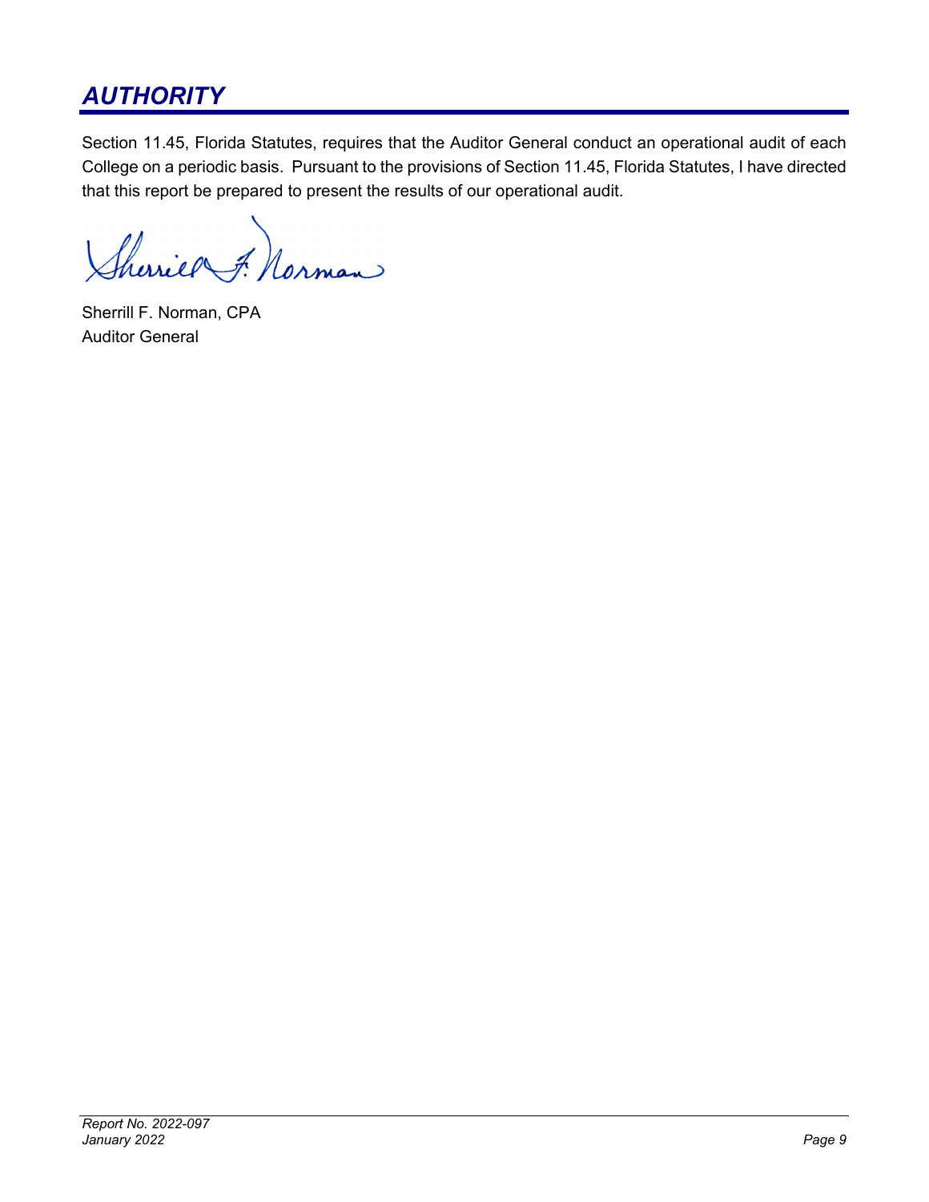## *AUTHORITY*

Section 11.45, Florida Statutes, requires that the Auditor General conduct an operational audit of each College on a periodic basis. Pursuant to the provisions of Section 11.45, Florida Statutes, I have directed that this report be prepared to present the results of our operational audit.

Sherrill F. Norman, CPA
Auditor General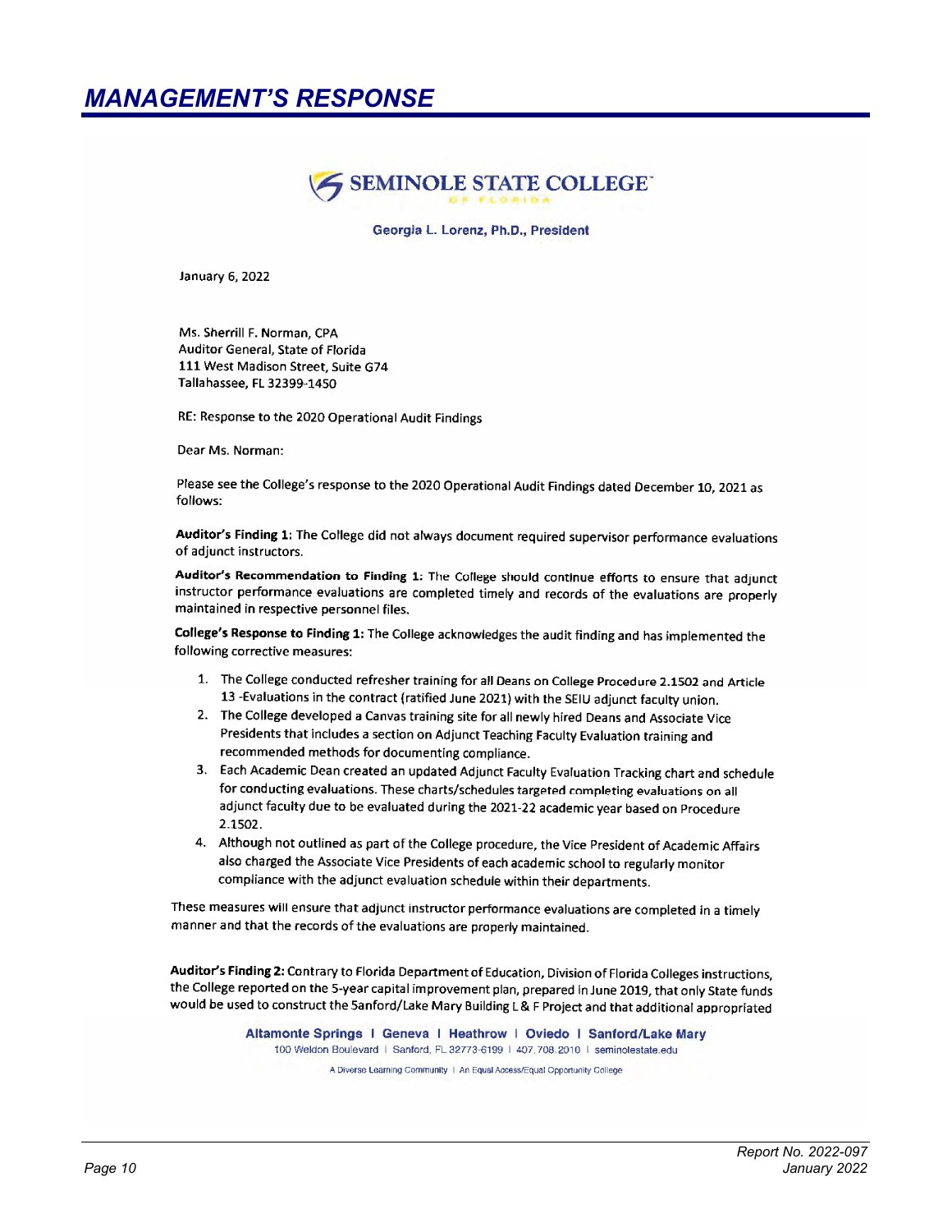# MANAGEMENT'S RESPONSE

SEMINOLE STATE COLLEGE OF FLORIDA

Georgia L. Lorenz, Ph.D., President

January 6, 2022

Ms. Sherrill F. Norman, CPA
Auditor General, State of Florida
111 West Madison Street, Suite G74
Tallahassee, FL 32399-1450

RE: Response to the 2020 Operational Audit Findings

Dear Ms. Norman:

Please see the College's response to the 2020 Operational Audit Findings dated December 10, 2021 as follows:

**Auditor's Finding 1:** The College did not always document required supervisor performance evaluations of adjunct instructors.

**Auditor's Recommendation to Finding 1:** The College should continue efforts to ensure that adjunct instructor performance evaluations are completed timely and records of the evaluations are properly maintained in respective personnel files.

**College's Response to Finding 1:** The College acknowledges the audit finding and has implemented the following corrective measures:

1. The College conducted refresher training for all Deans on College Procedure 2.1502 and Article 13 -Evaluations in the contract (ratified June 2021) with the SEIU adjunct faculty union.
2. The College developed a Canvas training site for all newly hired Deans and Associate Vice Presidents that includes a section on Adjunct Teaching Faculty Evaluation training and recommended methods for documenting compliance.
3. Each Academic Dean created an updated Adjunct Faculty Evaluation Tracking chart and schedule for conducting evaluations. These charts/schedules targeted completing evaluations on all adjunct faculty due to be evaluated during the 2021-22 academic year based on Procedure 2.1502.
4. Although not outlined as part of the College procedure, the Vice President of Academic Affairs also charged the Associate Vice Presidents of each academic school to regularly monitor compliance with the adjunct evaluation schedule within their departments.

These measures will ensure that adjunct instructor performance evaluations are completed in a timely manner and that the records of the evaluations are properly maintained.

**Auditor's Finding 2:** Contrary to Florida Department of Education, Division of Florida Colleges instructions, the College reported on the 5-year capital improvement plan, prepared in June 2019, that only State funds would be used to construct the Sanford/Lake Mary Building L & F Project and that additional appropriated

Altamonte Springs | Geneva | Heathrow | Oviedo | Sanford/Lake Mary
100 Weldon Boulevard | Sanford, FL 32773-6199 | 407.708.2010 | seminolestate.edu

A Diverse Learning Community | An Equal Access/Equal Opportunity College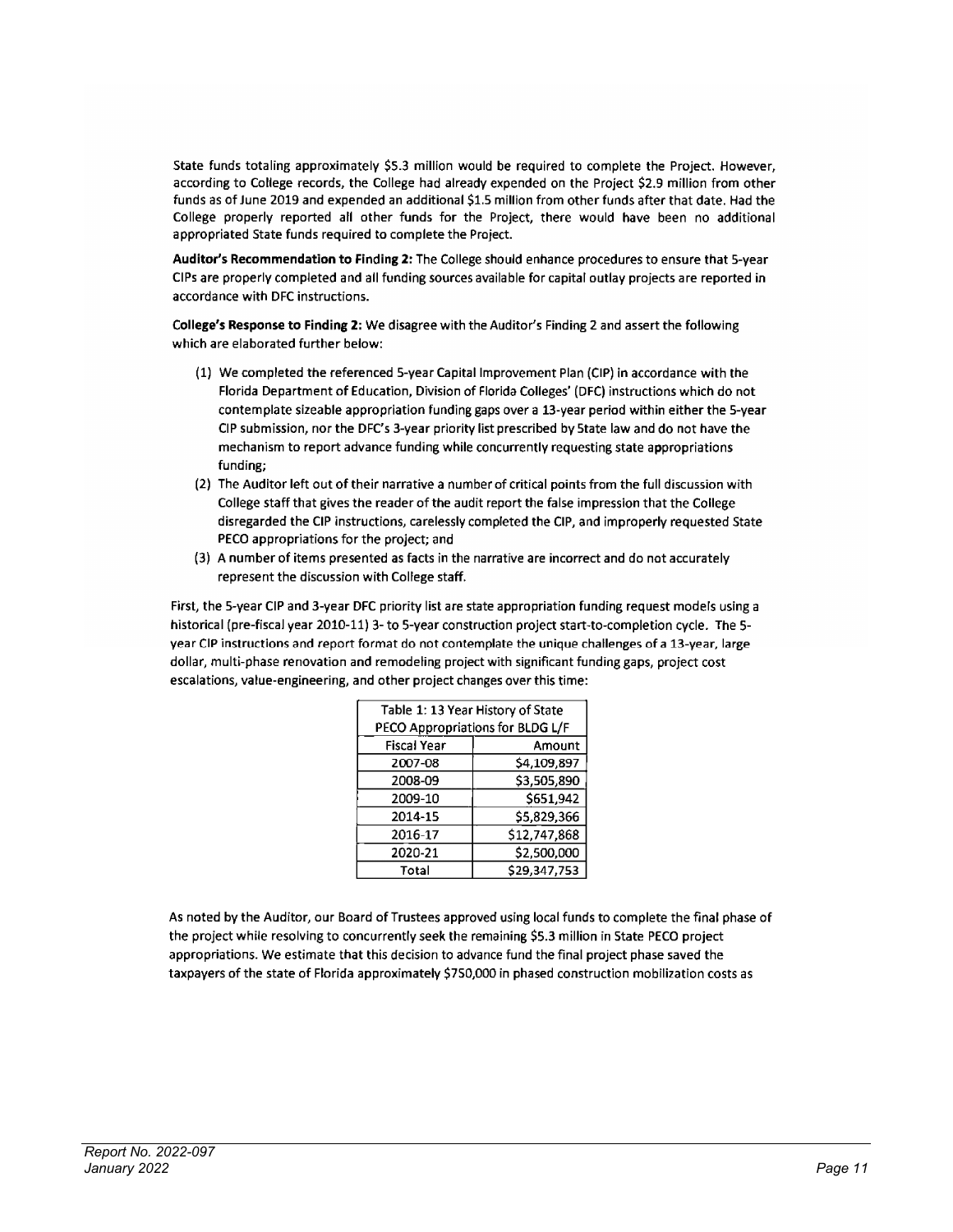State funds totaling approximately $5.3 million would be required to complete the Project. However, according to College records, the College had already expended on the Project $2.9 million from other funds as of June 2019 and expended an additional $1.5 million from other funds after that date. Had the College properly reported all other funds for the Project, there would have been no additional appropriated State funds required to complete the Project.

**Auditor's Recommendation to Finding 2:** The College should enhance procedures to ensure that 5-year CIPs are properly completed and all funding sources available for capital outlay projects are reported in accordance with DFC instructions.

**College's Response to Finding 2:** We disagree with the Auditor's Finding 2 and assert the following which are elaborated further below:

1. We completed the referenced 5-year Capital Improvement Plan (CIP) in accordance with the Florida Department of Education, Division of Florida Colleges' (DFC) instructions which do not contemplate sizeable appropriation funding gaps over a 13-year period within either the 5-year CIP submission, nor the DFC's 3-year priority list prescribed by State law and do not have the mechanism to report advance funding while concurrently requesting state appropriations funding;
2. The Auditor left out of their narrative a number of critical points from the full discussion with College staff that gives the reader of the audit report the false impression that the College disregarded the CIP instructions, carelessly completed the CIP, and improperly requested State PECO appropriations for the project; and
3. A number of items presented as facts in the narrative are incorrect and do not accurately represent the discussion with College staff.

First, the 5-year CIP and 3-year DFC priority list are state appropriation funding request models using a historical (pre-fiscal year 2010-11) 3- to 5-year construction project start-to-completion cycle. The 5-year CIP instructions and report format do not contemplate the unique challenges of a 13-year, large dollar, multi-phase renovation and remodeling project with significant funding gaps, project cost escalations, value-engineering, and other project changes over this time:

| Table 1: 13 Year History of State PECO Appropriations for BLDG L/F | |
|---|---|
| Fiscal Year | Amount |
| 2007-08 | $4,109,897 |
| 2008-09 | $3,505,890 |
| 2009-10 | $651,942 |
| 2014-15 | $5,829,366 |
| 2016-17 | $12,747,868 |
| 2020-21 | $2,500,000 |
| Total | $29,347,753 |

As noted by the Auditor, our Board of Trustees approved using local funds to complete the final phase of the project while resolving to concurrently seek the remaining $5.3 million in State PECO project appropriations. We estimate that this decision to advance fund the final project phase saved the taxpayers of the state of Florida approximately $750,000 in phased construction mobilization costs as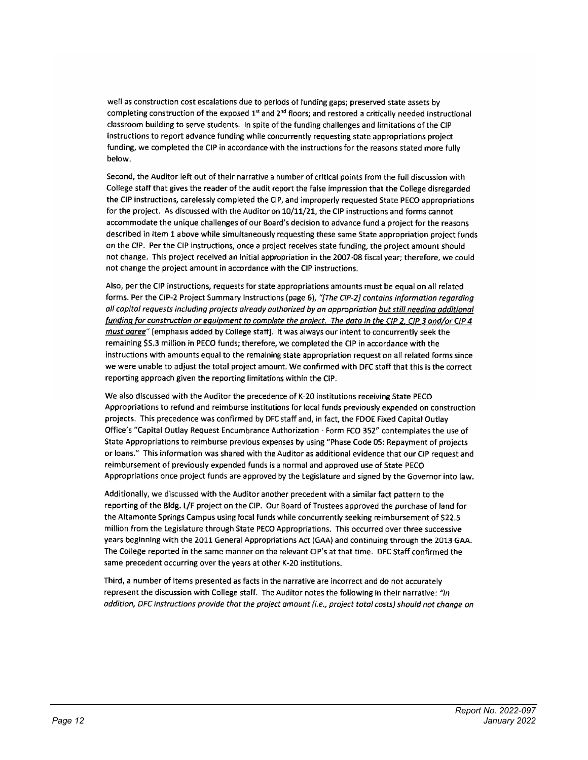well as construction cost escalations due to periods of funding gaps; preserved state assets by completing construction of the exposed 1st and 2nd floors; and restored a critically needed instructional classroom building to serve students. In spite of the funding challenges and limitations of the CIP instructions to report advance funding while concurrently requesting state appropriations project funding, we completed the CIP in accordance with the instructions for the reasons stated more fully below.

Second, the Auditor left out of their narrative a number of critical points from the full discussion with College staff that gives the reader of the audit report the false impression that the College disregarded the CIP instructions, carelessly completed the CIP, and improperly requested State PECO appropriations for the project. As discussed with the Auditor on 10/11/21, the CIP instructions and forms cannot accommodate the unique challenges of our Board's decision to advance fund a project for the reasons described in Item 1 above while simultaneously requesting these same State appropriation project funds on the CIP. Per the CIP instructions, once a project receives state funding, the project amount should not change. This project received an initial appropriation in the 2007-08 fiscal year; therefore, we could not change the project amount in accordance with the CIP instructions.

Also, per the CIP instructions, requests for state appropriations amounts must be equal on all related forms. Per the CIP-2 Project Summary Instructions (page 6), *"[The CIP-2] contains information regarding all capital requests including projects already authorized by an appropriation <u>but still needing additional funding for construction or equipment to complete the project. The data in the CIP 2, CIP 3 and/or CIP 4 must agree</u>"* [emphasis added by College staff]. It was always our intent to concurrently seek the remaining $5.3 million in PECO funds; therefore, we completed the CIP in accordance with the instructions with amounts equal to the remaining state appropriation request on all related forms since we were unable to adjust the total project amount. We confirmed with DFC staff that this is the correct reporting approach given the reporting limitations within the CIP.

We also discussed with the Auditor the precedence of K-20 institutions receiving State PECO Appropriations to refund and reimburse institutions for local funds previously expended on construction projects. This precedence was confirmed by DFC staff and, in fact, the FDOE Fixed Capital Outlay Office's "Capital Outlay Request Encumbrance Authorization - Form FCO 352" contemplates the use of State Appropriations to reimburse previous expenses by using "Phase Code 05: Repayment of projects or loans." This information was shared with the Auditor as additional evidence that our CIP request and reimbursement of previously expended funds is a normal and approved use of State PECO Appropriations once project funds are approved by the Legislature and signed by the Governor into law.

Additionally, we discussed with the Auditor another precedent with a similar fact pattern to the reporting of the Bldg. L/F project on the CIP. Our Board of Trustees approved the purchase of land for the Altamonte Springs Campus using local funds while concurrently seeking reimbursement of $22.5 million from the Legislature through State PECO Appropriations. This occurred over three successive years beginning with the 2011 General Appropriations Act (GAA) and continuing through the 2013 GAA. The College reported in the same manner on the relevant CIP's at that time. DFC Staff confirmed the same precedent occurring over the years at other K-20 institutions.

Third, a number of items presented as facts in the narrative are incorrect and do not accurately represent the discussion with College staff. The Auditor notes the following in their narrative: *"In addition, DFC instructions provide that the project amount (i.e., project total costs) should not change on*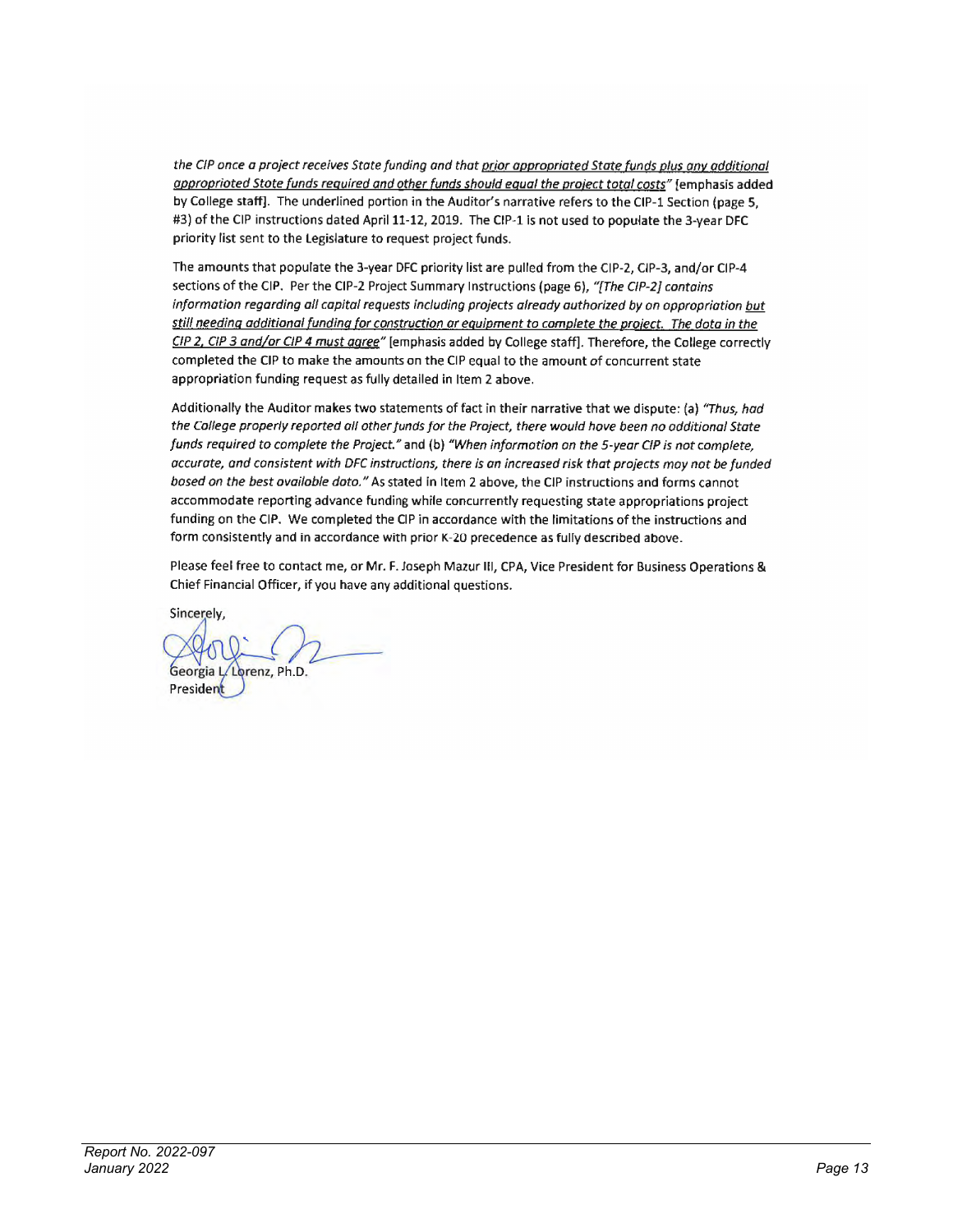*the CIP once a project receives State funding and that* *<u>prior appropriated State funds plus any additional appropriated State funds required and other funds should equal the project total costs</u>*" [emphasis added by College staff]. The underlined portion in the Auditor's narrative refers to the CIP-1 Section (page 5, #3) of the CIP instructions dated April 11-12, 2019. The CIP-1 is not used to populate the 3-year DFC priority list sent to the Legislature to request project funds.

The amounts that populate the 3-year DFC priority list are pulled from the CIP-2, CIP-3, and/or CIP-4 sections of the CIP. Per the CIP-2 Project Summary Instructions (page 6), *"[The CIP-2] contains information regarding all capital requests including projects already authorized by an appropriation* *<u>but still needing additional funding for construction or equipment to complete the project. The data in the CIP 2, CIP 3 and/or CIP 4 must agree</u>*" [emphasis added by College staff]. Therefore, the College correctly completed the CIP to make the amounts on the CIP equal to the amount of concurrent state appropriation funding request as fully detailed in Item 2 above.

Additionally the Auditor makes two statements of fact in their narrative that we dispute: (a) *"Thus, had the College properly reported all other funds for the Project, there would have been no additional State funds required to complete the Project."* and (b) *"When information on the 5-year CIP is not complete, accurate, and consistent with DFC instructions, there is an increased risk that projects may not be funded based on the best available data."* As stated in Item 2 above, the CIP instructions and forms cannot accommodate reporting advance funding while concurrently requesting state appropriations project funding on the CIP. We completed the CIP in accordance with the limitations of the instructions and form consistently and in accordance with prior K-20 precedence as fully described above.

Please feel free to contact me, or Mr. F. Joseph Mazur III, CPA, Vice President for Business Operations & Chief Financial Officer, if you have any additional questions.

Sincerely,

Georgia L. Lorenz, Ph.D.
President